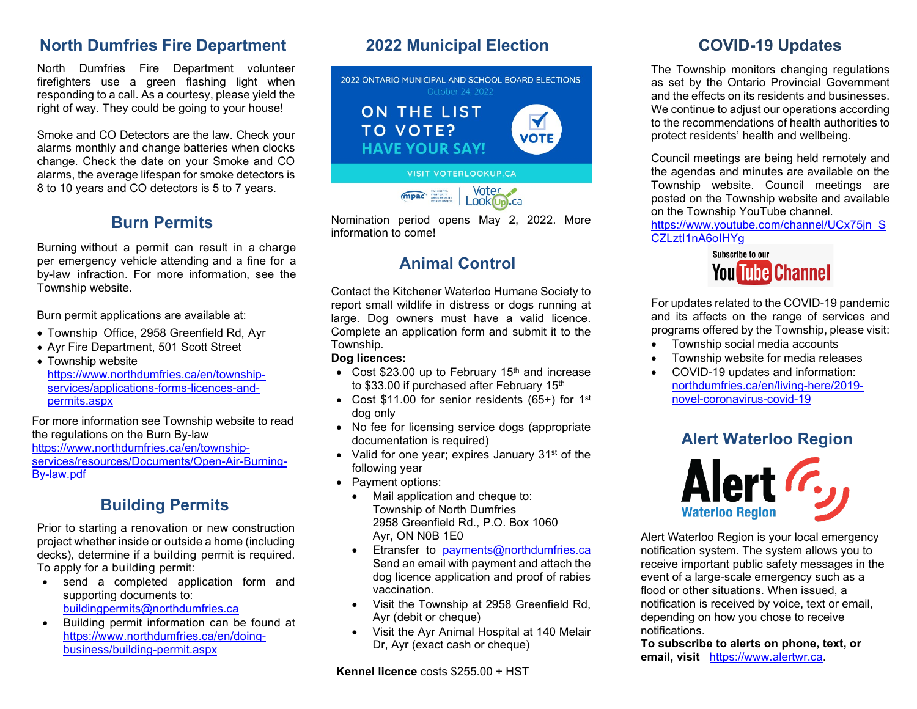## North Dumfries Fire Department

North Dumfries Fire Department volunteer firefighters use a green flashing light when responding to a call. As a courtesy, please yield the right of way. They could be going to your house!

Smoke and CO Detectors are the law. Check your alarms monthly and change batteries when clocks change. Check the date on your Smoke and CO alarms, the average lifespan for smoke detectors is 8 to 10 years and CO detectors is 5 to 7 years.

## Burn Permits

Burning without a permit can result in a charge per emergency vehicle attending and a fine for a by-law infraction. For more information, see the Township website.

Burn permit applications are available at:

- Township Office, 2958 Greenfield Rd, Ayr
- Ayr Fire Department, 501 Scott Street
- Township website https://www.northdumfries.ca/en/township-services/applications-forms-licences-and-permits.aspx

For more information see Township website to read the regulations on the Burn By-law https://www.northdumfries.ca/en/township-services/resources/Documents/Open-Air-Burning-By-law.pdf

## Building Permits

Prior to starting a renovation or new construction project whether inside or outside a home (including decks), determine if a building permit is required. To apply for a building permit:

- send a completed application form and supporting documents to: buildingpermits@northdumfries.ca
- Building permit information can be found at https://www.northdumfries.ca/en/doing-business/building-permit.aspx

## 2022 Municipal Election

2022 ONTARIO MUNICIPAL AND SCHOOL BOARD ELECTIONS
October 24, 2022

ON THE LIST TO VOTE?
HAVE YOUR SAY!
VOTE

VISIT VOTERLOOKUP.CA

mpac | VoterLookUp.ca

Nomination period opens May 2, 2022. More information to come!

## Animal Control

Contact the Kitchener Waterloo Humane Society to report small wildlife in distress or dogs running at large. Dog owners must have a valid licence. Complete an application form and submit it to the Township.

**Dog licences:**

- Cost $23.00 up to February 15th and increase to $33.00 if purchased after February 15th
- Cost $11.00 for senior residents (65+) for 1st dog only
- No fee for licensing service dogs (appropriate documentation is required)
- Valid for one year; expires January 31st of the following year
- Payment options:
  - Mail application and cheque to: Township of North Dumfries 2958 Greenfield Rd., P.O. Box 1060 Ayr, ON N0B 1E0
  - Etransfer to payments@northdumfries.ca Send an email with payment and attach the dog licence application and proof of rabies vaccination.
  - Visit the Township at 2958 Greenfield Rd, Ayr (debit or cheque)
  - Visit the Ayr Animal Hospital at 140 Melair Dr, Ayr (exact cash or cheque)

**Kennel licence** costs $255.00 + HST

## COVID-19 Updates

The Township monitors changing regulations as set by the Ontario Provincial Government and the effects on its residents and businesses. We continue to adjust our operations according to the recommendations of health authorities to protect residents' health and wellbeing.

Council meetings are being held remotely and the agendas and minutes are available on the Township website. Council meetings are posted on the Township website and available on the Township YouTube channel. https://www.youtube.com/channel/UCx75jn_SCZLztI1nA6olHYg

Subscribe to our YouTube Channel

For updates related to the COVID-19 pandemic and its affects on the range of services and programs offered by the Township, please visit:

- Township social media accounts
- Township website for media releases
- COVID-19 updates and information: northdumfries.ca/en/living-here/2019-novel-coronavirus-covid-19

## Alert Waterloo Region

Alert Waterloo Region

Alert Waterloo Region is your local emergency notification system. The system allows you to receive important public safety messages in the event of a large-scale emergency such as a flood or other situations. When issued, a notification is received by voice, text or email, depending on how you chose to receive notifications.

**To subscribe to alerts on phone, text, or email, visit** https://www.alertwr.ca.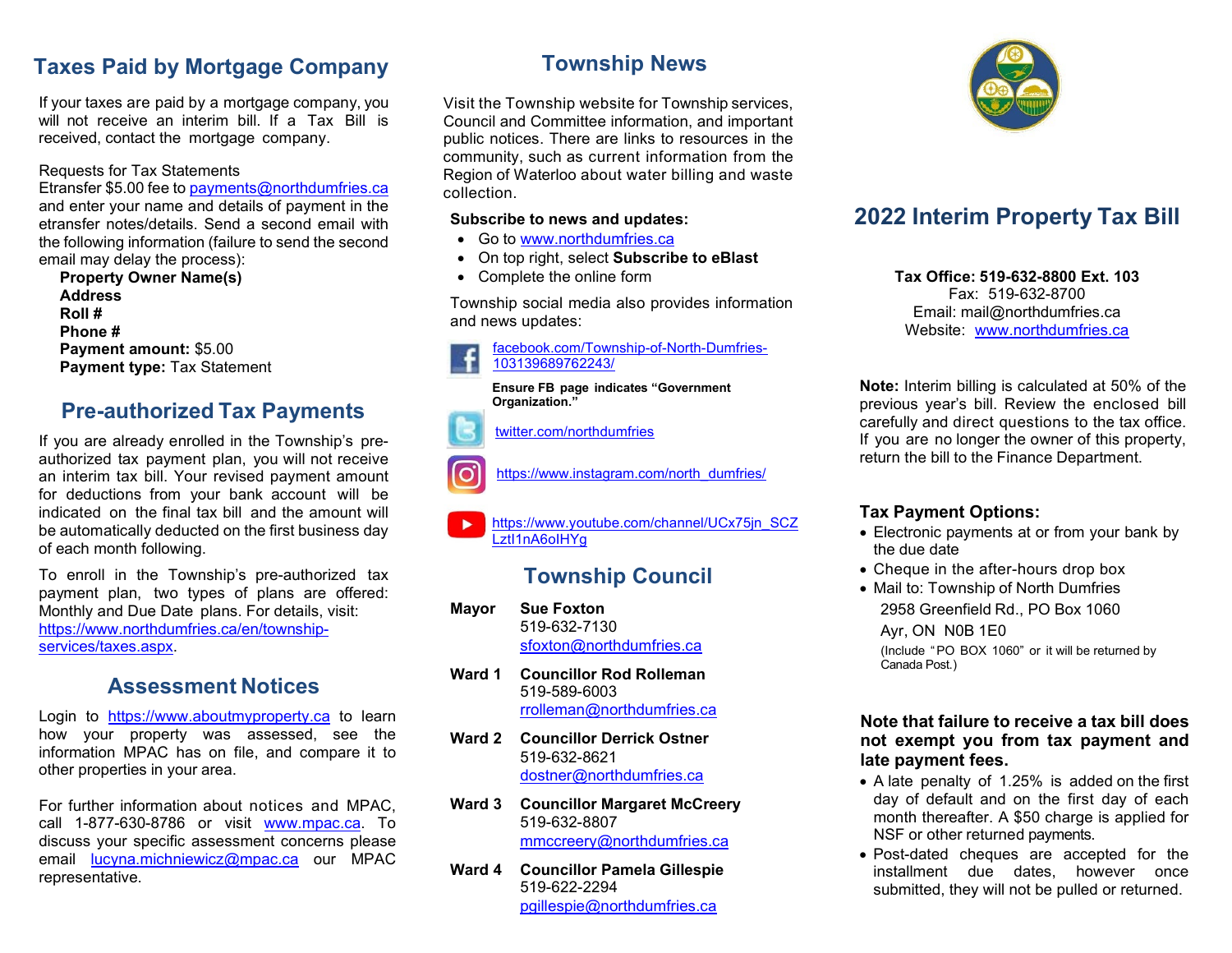## Taxes Paid by Mortgage Company

If your taxes are paid by a mortgage company, you will not receive an interim bill. If a Tax Bill is received, contact the mortgage company.

Requests for Tax Statements
Etransfer $5.00 fee to payments@northdumfries.ca and enter your name and details of payment in the etransfer notes/details. Send a second email with the following information (failure to send the second email may delay the process):

**Property Owner Name(s)**
**Address**
**Roll #**
**Phone #**
**Payment amount:** $5.00
**Payment type:** Tax Statement

## Pre-authorized Tax Payments

If you are already enrolled in the Township's pre-authorized tax payment plan, you will not receive an interim tax bill. Your revised payment amount for deductions from your bank account will be indicated on the final tax bill and the amount will be automatically deducted on the first business day of each month following.

To enroll in the Township's pre-authorized tax payment plan, two types of plans are offered: Monthly and Due Date plans. For details, visit: https://www.northdumfries.ca/en/township-services/taxes.aspx.

## Assessment Notices

Login to https://www.aboutmyproperty.ca to learn how your property was assessed, see the information MPAC has on file, and compare it to other properties in your area.

For further information about notices and MPAC, call 1-877-630-8786 or visit www.mpac.ca. To discuss your specific assessment concerns please email lucyna.michniewicz@mpac.ca our MPAC representative.

## Township News

Visit the Township website for Township services, Council and Committee information, and important public notices. There are links to resources in the community, such as current information from the Region of Waterloo about water billing and waste collection.

**Subscribe to news and updates:**

- Go to www.northdumfries.ca
- On top right, select **Subscribe to eBlast**
- Complete the online form

Township social media also provides information and news updates:

facebook.com/Township-of-North-Dumfries-103139689762243/

**Ensure FB page indicates "Government Organization."**

twitter.com/northdumfries

https://www.instagram.com/north_dumfries/

https://www.youtube.com/channel/UCx75jn_SCZLztI1nA6oIHYg

## Township Council

**Mayor** — **Sue Foxton**
519-632-7130
sfoxton@northdumfries.ca

**Ward 1** — **Councillor Rod Rolleman**
519-589-6003
rrolleman@northdumfries.ca

**Ward 2** — **Councillor Derrick Ostner**
519-632-8621
dostner@northdumfries.ca

**Ward 3** — **Councillor Margaret McCreery**
519-632-8807
mmccreery@northdumfries.ca

**Ward 4** — **Councillor Pamela Gillespie**
519-622-2294
pgillespie@northdumfries.ca

# 2022 Interim Property Tax Bill

**Tax Office: 519-632-8800 Ext. 103**
Fax: 519-632-8700
Email: mail@northdumfries.ca
Website: www.northdumfries.ca

**Note:** Interim billing is calculated at 50% of the previous year's bill. Review the enclosed bill carefully and direct questions to the tax office. If you are no longer the owner of this property, return the bill to the Finance Department.

### Tax Payment Options:

- Electronic payments at or from your bank by the due date
- Cheque in the after-hours drop box
- Mail to: Township of North Dumfries
  2958 Greenfield Rd., PO Box 1060
  Ayr, ON N0B 1E0
  (Include "PO BOX 1060" or it will be returned by Canada Post.)

**Note that failure to receive a tax bill does not exempt you from tax payment and late payment fees.**

- A late penalty of 1.25% is added on the first day of default and on the first day of each month thereafter. A $50 charge is applied for NSF or other returned payments.
- Post-dated cheques are accepted for the installment due dates, however once submitted, they will not be pulled or returned.